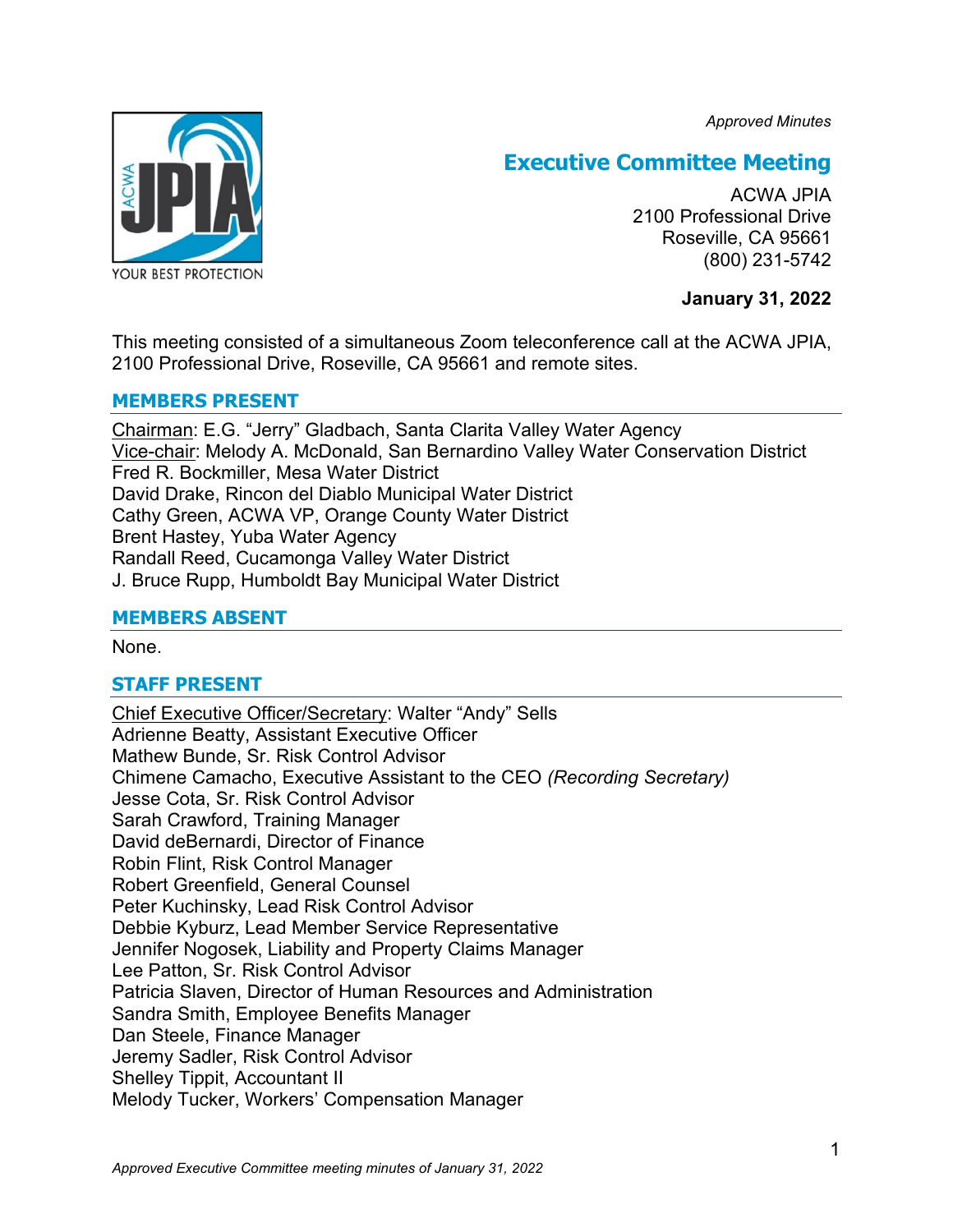*Approved Minutes*

# Executive Committee Meeting

ACWA JPIA
2100 Professional Drive
Roseville, CA 95661
(800) 231-5742

**January 31, 2022**

This meeting consisted of a simultaneous Zoom teleconference call at the ACWA JPIA, 2100 Professional Drive, Roseville, CA 95661 and remote sites.

## MEMBERS PRESENT

Chairman: E.G. "Jerry" Gladbach, Santa Clarita Valley Water Agency
Vice-chair: Melody A. McDonald, San Bernardino Valley Water Conservation District
Fred R. Bockmiller, Mesa Water District
David Drake, Rincon del Diablo Municipal Water District
Cathy Green, ACWA VP, Orange County Water District
Brent Hastey, Yuba Water Agency
Randall Reed, Cucamonga Valley Water District
J. Bruce Rupp, Humboldt Bay Municipal Water District

## MEMBERS ABSENT

None.

## STAFF PRESENT

Chief Executive Officer/Secretary: Walter "Andy" Sells
Adrienne Beatty, Assistant Executive Officer
Mathew Bunde, Sr. Risk Control Advisor
Chimene Camacho, Executive Assistant to the CEO *(Recording Secretary)*
Jesse Cota, Sr. Risk Control Advisor
Sarah Crawford, Training Manager
David deBernardi, Director of Finance
Robin Flint, Risk Control Manager
Robert Greenfield, General Counsel
Peter Kuchinsky, Lead Risk Control Advisor
Debbie Kyburz, Lead Member Service Representative
Jennifer Nogosek, Liability and Property Claims Manager
Lee Patton, Sr. Risk Control Advisor
Patricia Slaven, Director of Human Resources and Administration
Sandra Smith, Employee Benefits Manager
Dan Steele, Finance Manager
Jeremy Sadler, Risk Control Advisor
Shelley Tippit, Accountant II
Melody Tucker, Workers' Compensation Manager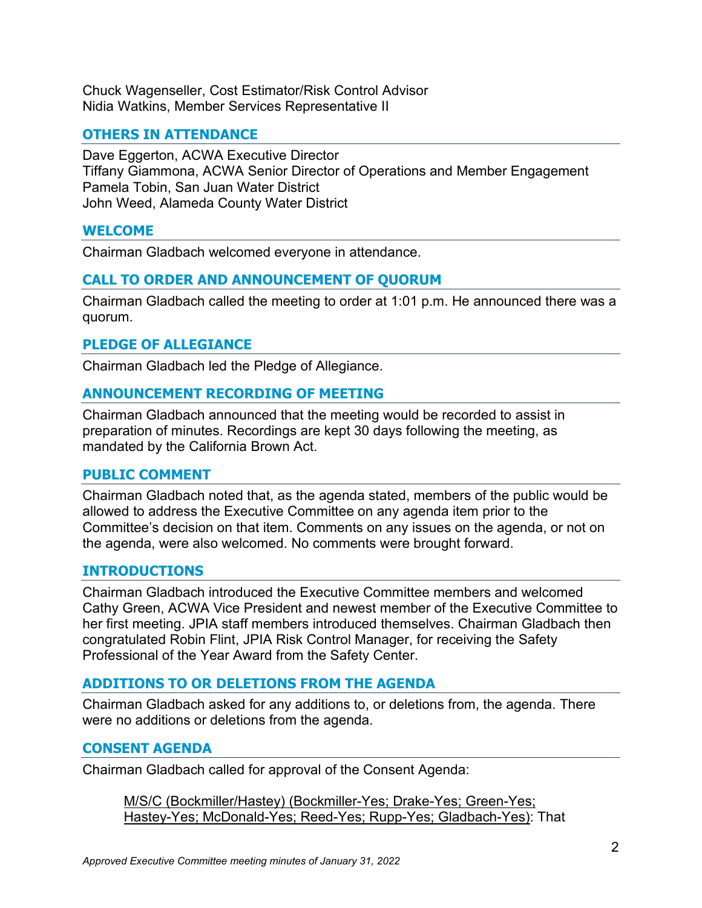Chuck Wagenseller, Cost Estimator/Risk Control Advisor
Nidia Watkins, Member Services Representative II

## OTHERS IN ATTENDANCE

Dave Eggerton, ACWA Executive Director
Tiffany Giammona, ACWA Senior Director of Operations and Member Engagement
Pamela Tobin, San Juan Water District
John Weed, Alameda County Water District

## WELCOME

Chairman Gladbach welcomed everyone in attendance.

## CALL TO ORDER AND ANNOUNCEMENT OF QUORUM

Chairman Gladbach called the meeting to order at 1:01 p.m. He announced there was a quorum.

## PLEDGE OF ALLEGIANCE

Chairman Gladbach led the Pledge of Allegiance.

## ANNOUNCEMENT RECORDING OF MEETING

Chairman Gladbach announced that the meeting would be recorded to assist in preparation of minutes. Recordings are kept 30 days following the meeting, as mandated by the California Brown Act.

## PUBLIC COMMENT

Chairman Gladbach noted that, as the agenda stated, members of the public would be allowed to address the Executive Committee on any agenda item prior to the Committee's decision on that item. Comments on any issues on the agenda, or not on the agenda, were also welcomed. No comments were brought forward.

## INTRODUCTIONS

Chairman Gladbach introduced the Executive Committee members and welcomed Cathy Green, ACWA Vice President and newest member of the Executive Committee to her first meeting. JPIA staff members introduced themselves. Chairman Gladbach then congratulated Robin Flint, JPIA Risk Control Manager, for receiving the Safety Professional of the Year Award from the Safety Center.

## ADDITIONS TO OR DELETIONS FROM THE AGENDA

Chairman Gladbach asked for any additions to, or deletions from, the agenda. There were no additions or deletions from the agenda.

## CONSENT AGENDA

Chairman Gladbach called for approval of the Consent Agenda:

> <u>M/S/C (Bockmiller/Hastey) (Bockmiller-Yes; Drake-Yes; Green-Yes; Hastey-Yes; McDonald-Yes; Reed-Yes; Rupp-Yes; Gladbach-Yes)</u>: That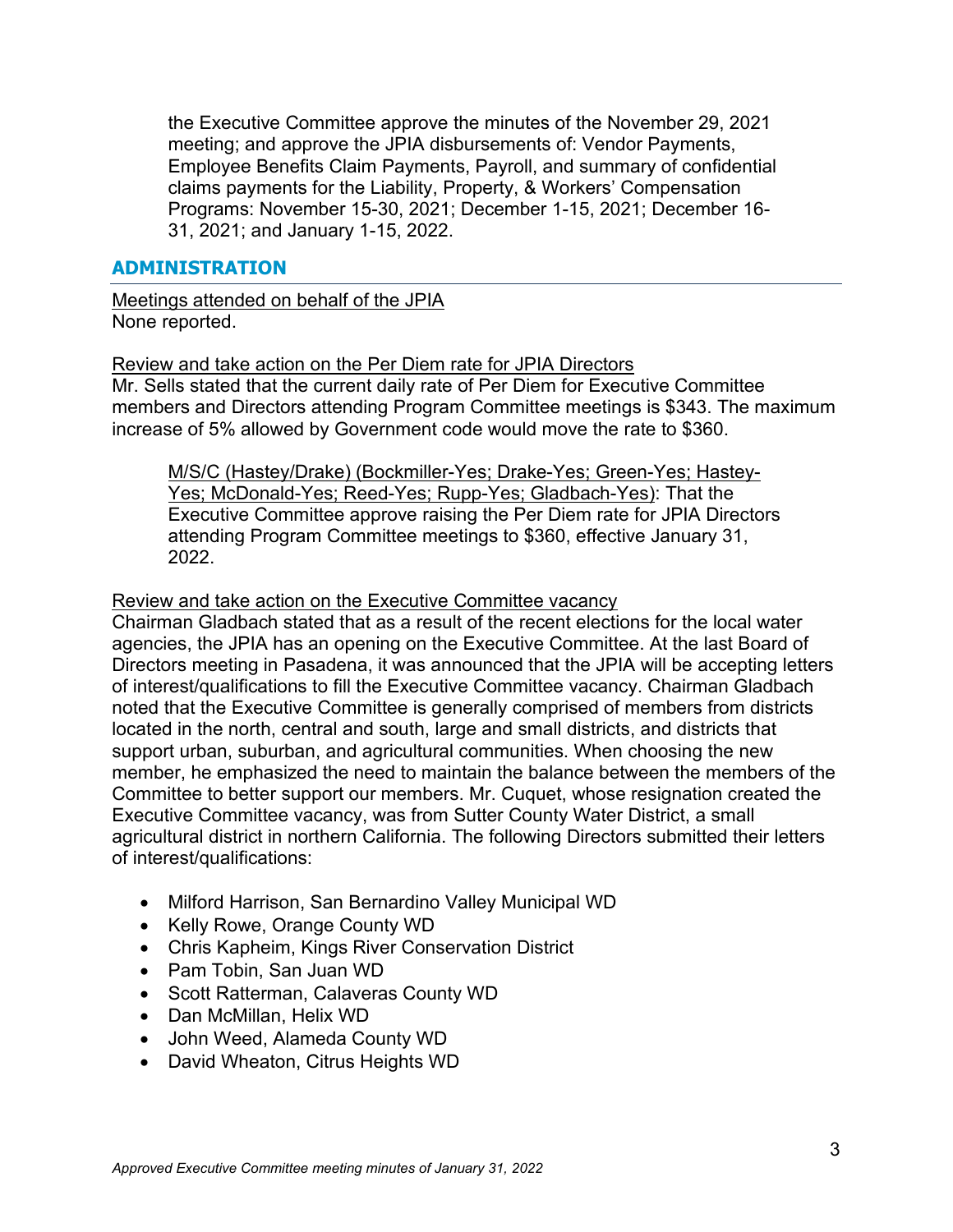the Executive Committee approve the minutes of the November 29, 2021 meeting; and approve the JPIA disbursements of: Vendor Payments, Employee Benefits Claim Payments, Payroll, and summary of confidential claims payments for the Liability, Property, & Workers' Compensation Programs: November 15-30, 2021; December 1-15, 2021; December 16-31, 2021; and January 1-15, 2022.

## ADMINISTRATION

Meetings attended on behalf of the JPIA
None reported.

Review and take action on the Per Diem rate for JPIA Directors
Mr. Sells stated that the current daily rate of Per Diem for Executive Committee members and Directors attending Program Committee meetings is $343. The maximum increase of 5% allowed by Government code would move the rate to $360.

> M/S/C (Hastey/Drake) (Bockmiller-Yes; Drake-Yes; Green-Yes; Hastey-Yes; McDonald-Yes; Reed-Yes; Rupp-Yes; Gladbach-Yes): That the Executive Committee approve raising the Per Diem rate for JPIA Directors attending Program Committee meetings to $360, effective January 31, 2022.

Review and take action on the Executive Committee vacancy
Chairman Gladbach stated that as a result of the recent elections for the local water agencies, the JPIA has an opening on the Executive Committee. At the last Board of Directors meeting in Pasadena, it was announced that the JPIA will be accepting letters of interest/qualifications to fill the Executive Committee vacancy. Chairman Gladbach noted that the Executive Committee is generally comprised of members from districts located in the north, central and south, large and small districts, and districts that support urban, suburban, and agricultural communities. When choosing the new member, he emphasized the need to maintain the balance between the members of the Committee to better support our members. Mr. Cuquet, whose resignation created the Executive Committee vacancy, was from Sutter County Water District, a small agricultural district in northern California. The following Directors submitted their letters of interest/qualifications:

- Milford Harrison, San Bernardino Valley Municipal WD
- Kelly Rowe, Orange County WD
- Chris Kapheim, Kings River Conservation District
- Pam Tobin, San Juan WD
- Scott Ratterman, Calaveras County WD
- Dan McMillan, Helix WD
- John Weed, Alameda County WD
- David Wheaton, Citrus Heights WD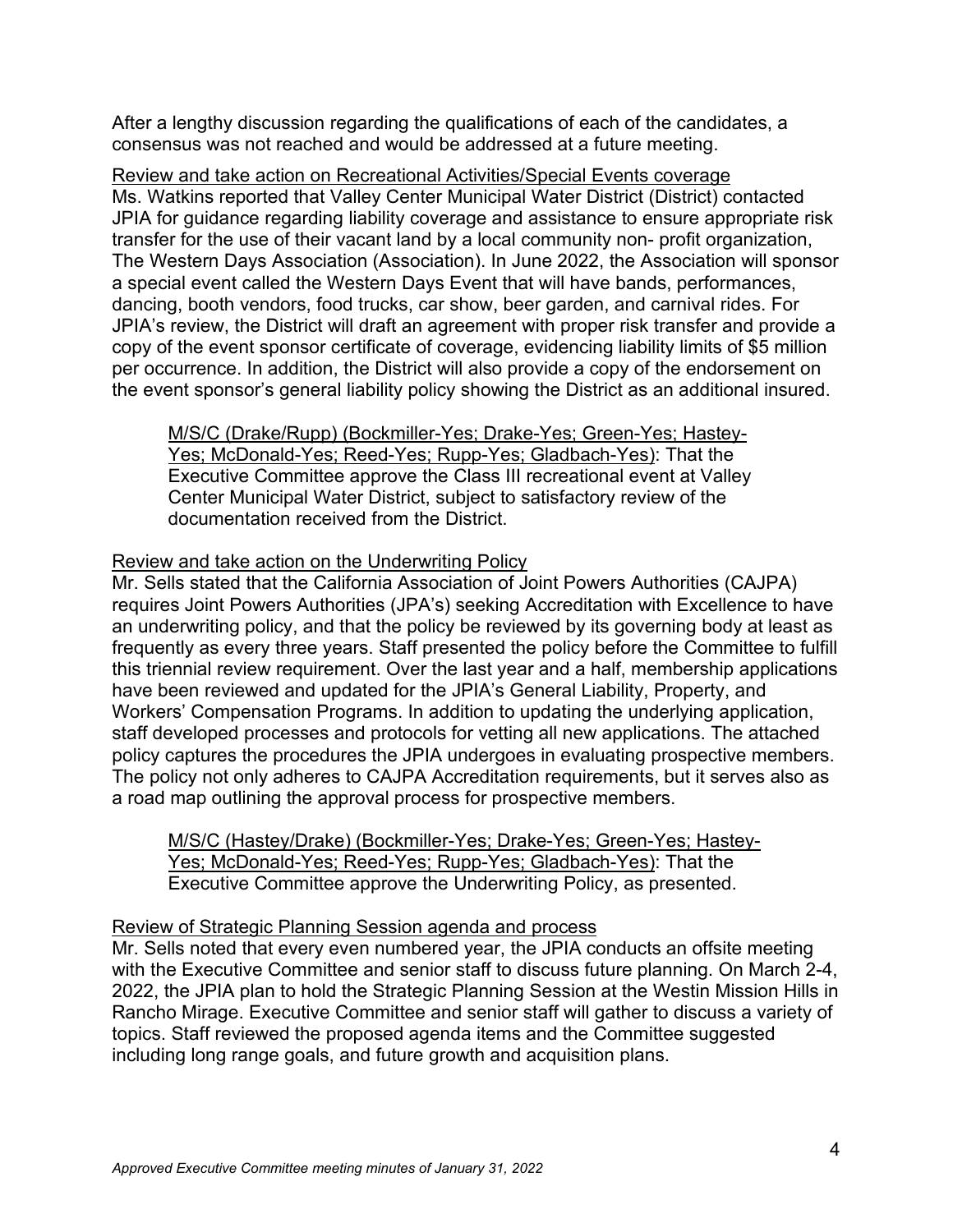After a lengthy discussion regarding the qualifications of each of the candidates, a consensus was not reached and would be addressed at a future meeting.

<u>Review and take action on Recreational Activities/Special Events coverage</u>

Ms. Watkins reported that Valley Center Municipal Water District (District) contacted JPIA for guidance regarding liability coverage and assistance to ensure appropriate risk transfer for the use of their vacant land by a local community non- profit organization, The Western Days Association (Association). In June 2022, the Association will sponsor a special event called the Western Days Event that will have bands, performances, dancing, booth vendors, food trucks, car show, beer garden, and carnival rides. For JPIA's review, the District will draft an agreement with proper risk transfer and provide a copy of the event sponsor certificate of coverage, evidencing liability limits of $5 million per occurrence. In addition, the District will also provide a copy of the endorsement on the event sponsor's general liability policy showing the District as an additional insured.

> <u>M/S/C (Drake/Rupp) (Bockmiller-Yes; Drake-Yes; Green-Yes; Hastey-Yes; McDonald-Yes; Reed-Yes; Rupp-Yes; Gladbach-Yes)</u>: That the Executive Committee approve the Class III recreational event at Valley Center Municipal Water District, subject to satisfactory review of the documentation received from the District.

<u>Review and take action on the Underwriting Policy</u>

Mr. Sells stated that the California Association of Joint Powers Authorities (CAJPA) requires Joint Powers Authorities (JPA's) seeking Accreditation with Excellence to have an underwriting policy, and that the policy be reviewed by its governing body at least as frequently as every three years. Staff presented the policy before the Committee to fulfill this triennial review requirement. Over the last year and a half, membership applications have been reviewed and updated for the JPIA's General Liability, Property, and Workers' Compensation Programs. In addition to updating the underlying application, staff developed processes and protocols for vetting all new applications. The attached policy captures the procedures the JPIA undergoes in evaluating prospective members. The policy not only adheres to CAJPA Accreditation requirements, but it serves also as a road map outlining the approval process for prospective members.

> <u>M/S/C (Hastey/Drake) (Bockmiller-Yes; Drake-Yes; Green-Yes; Hastey-Yes; McDonald-Yes; Reed-Yes; Rupp-Yes; Gladbach-Yes)</u>: That the Executive Committee approve the Underwriting Policy, as presented.

<u>Review of Strategic Planning Session agenda and process</u>

Mr. Sells noted that every even numbered year, the JPIA conducts an offsite meeting with the Executive Committee and senior staff to discuss future planning. On March 2-4, 2022, the JPIA plan to hold the Strategic Planning Session at the Westin Mission Hills in Rancho Mirage. Executive Committee and senior staff will gather to discuss a variety of topics. Staff reviewed the proposed agenda items and the Committee suggested including long range goals, and future growth and acquisition plans.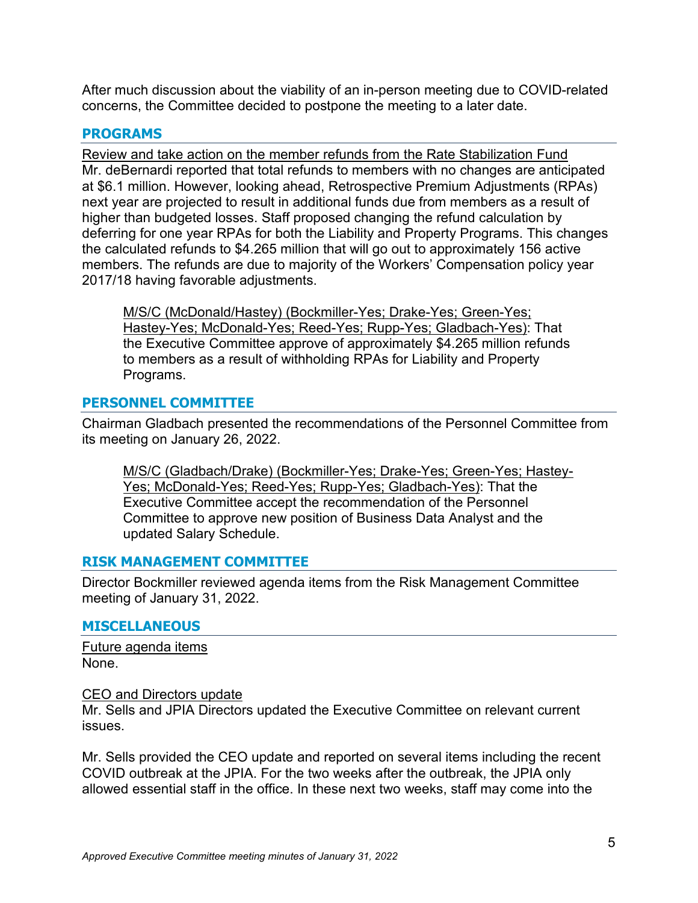After much discussion about the viability of an in-person meeting due to COVID-related concerns, the Committee decided to postpone the meeting to a later date.

## PROGRAMS

Review and take action on the member refunds from the Rate Stabilization Fund
Mr. deBernardi reported that total refunds to members with no changes are anticipated at $6.1 million. However, looking ahead, Retrospective Premium Adjustments (RPAs) next year are projected to result in additional funds due from members as a result of higher than budgeted losses. Staff proposed changing the refund calculation by deferring for one year RPAs for both the Liability and Property Programs. This changes the calculated refunds to $4.265 million that will go out to approximately 156 active members. The refunds are due to majority of the Workers' Compensation policy year 2017/18 having favorable adjustments.

> M/S/C (McDonald/Hastey) (Bockmiller-Yes; Drake-Yes; Green-Yes; Hastey-Yes; McDonald-Yes; Reed-Yes; Rupp-Yes; Gladbach-Yes): That the Executive Committee approve of approximately $4.265 million refunds to members as a result of withholding RPAs for Liability and Property Programs.

## PERSONNEL COMMITTEE

Chairman Gladbach presented the recommendations of the Personnel Committee from its meeting on January 26, 2022.

> M/S/C (Gladbach/Drake) (Bockmiller-Yes; Drake-Yes; Green-Yes; Hastey-Yes; McDonald-Yes; Reed-Yes; Rupp-Yes; Gladbach-Yes): That the Executive Committee accept the recommendation of the Personnel Committee to approve new position of Business Data Analyst and the updated Salary Schedule.

## RISK MANAGEMENT COMMITTEE

Director Bockmiller reviewed agenda items from the Risk Management Committee meeting of January 31, 2022.

## MISCELLANEOUS

Future agenda items
None.

CEO and Directors update
Mr. Sells and JPIA Directors updated the Executive Committee on relevant current issues.

Mr. Sells provided the CEO update and reported on several items including the recent COVID outbreak at the JPIA. For the two weeks after the outbreak, the JPIA only allowed essential staff in the office. In these next two weeks, staff may come into the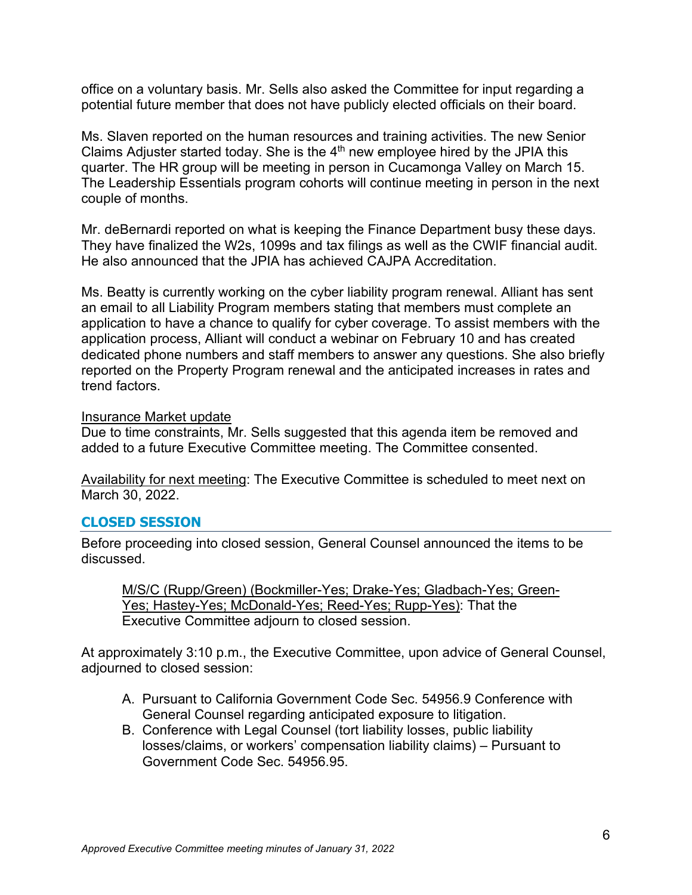office on a voluntary basis. Mr. Sells also asked the Committee for input regarding a potential future member that does not have publicly elected officials on their board.

Ms. Slaven reported on the human resources and training activities. The new Senior Claims Adjuster started today. She is the 4th new employee hired by the JPIA this quarter. The HR group will be meeting in person in Cucamonga Valley on March 15. The Leadership Essentials program cohorts will continue meeting in person in the next couple of months.

Mr. deBernardi reported on what is keeping the Finance Department busy these days. They have finalized the W2s, 1099s and tax filings as well as the CWIF financial audit. He also announced that the JPIA has achieved CAJPA Accreditation.

Ms. Beatty is currently working on the cyber liability program renewal. Alliant has sent an email to all Liability Program members stating that members must complete an application to have a chance to qualify for cyber coverage. To assist members with the application process, Alliant will conduct a webinar on February 10 and has created dedicated phone numbers and staff members to answer any questions. She also briefly reported on the Property Program renewal and the anticipated increases in rates and trend factors.

Insurance Market update
Due to time constraints, Mr. Sells suggested that this agenda item be removed and added to a future Executive Committee meeting. The Committee consented.

Availability for next meeting: The Executive Committee is scheduled to meet next on March 30, 2022.

## CLOSED SESSION

Before proceeding into closed session, General Counsel announced the items to be discussed.

> M/S/C (Rupp/Green) (Bockmiller-Yes; Drake-Yes; Gladbach-Yes; Green-Yes; Hastey-Yes; McDonald-Yes; Reed-Yes; Rupp-Yes): That the Executive Committee adjourn to closed session.

At approximately 3:10 p.m., the Executive Committee, upon advice of General Counsel, adjourned to closed session:

A. Pursuant to California Government Code Sec. 54956.9 Conference with General Counsel regarding anticipated exposure to litigation.
B. Conference with Legal Counsel (tort liability losses, public liability losses/claims, or workers' compensation liability claims) – Pursuant to Government Code Sec. 54956.95.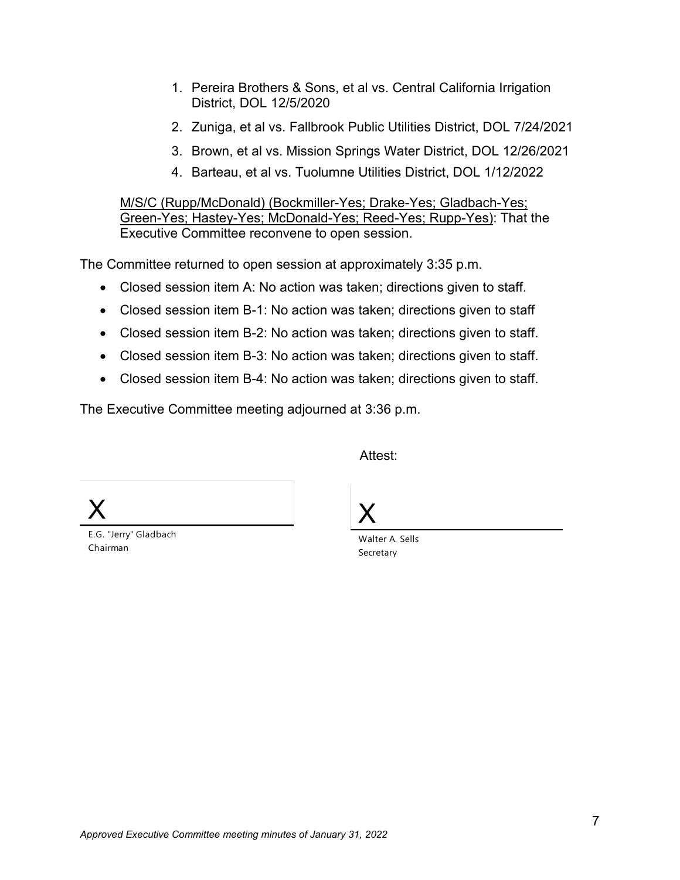1. Pereira Brothers & Sons, et al vs. Central California Irrigation District, DOL 12/5/2020
2. Zuniga, et al vs. Fallbrook Public Utilities District, DOL 7/24/2021
3. Brown, et al vs. Mission Springs Water District, DOL 12/26/2021
4. Barteau, et al vs. Tuolumne Utilities District, DOL 1/12/2022

<u>M/S/C (Rupp/McDonald) (Bockmiller-Yes; Drake-Yes; Gladbach-Yes; Green-Yes; Hastey-Yes; McDonald-Yes; Reed-Yes; Rupp-Yes)</u>: That the Executive Committee reconvene to open session.

The Committee returned to open session at approximately 3:35 p.m.

- Closed session item A: No action was taken; directions given to staff.
- Closed session item B-1: No action was taken; directions given to staff
- Closed session item B-2: No action was taken; directions given to staff.
- Closed session item B-3: No action was taken; directions given to staff.
- Closed session item B-4: No action was taken; directions given to staff.

The Executive Committee meeting adjourned at 3:36 p.m.

Attest:

X

E.G. "Jerry" Gladbach
Chairman

X

Walter A. Sells
Secretary

*Approved Executive Committee meeting minutes of January 31, 2022*